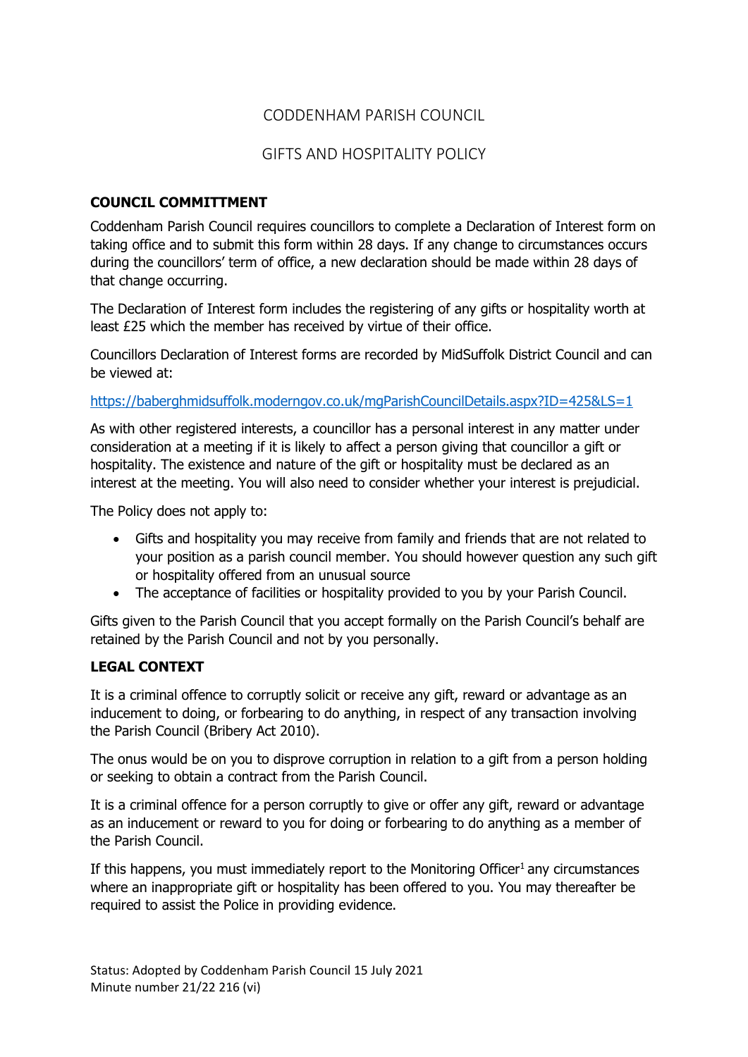CODDENHAM PARISH COUNCIL

GIFTS AND HOSPITALITY POLICY

**COUNCIL COMMITTMENT**

Coddenham Parish Council requires councillors to complete a Declaration of Interest form on taking office and to submit this form within 28 days. If any change to circumstances occurs during the councillors' term of office, a new declaration should be made within 28 days of that change occurring.

The Declaration of Interest form includes the registering of any gifts or hospitality worth at least £25 which the member has received by virtue of their office.

Councillors Declaration of Interest forms are recorded by MidSuffolk District Council and can be viewed at:

https://baberghmidsuffolk.moderngov.co.uk/mgParishCouncilDetails.aspx?ID=425&LS=1

As with other registered interests, a councillor has a personal interest in any matter under consideration at a meeting if it is likely to affect a person giving that councillor a gift or hospitality. The existence and nature of the gift or hospitality must be declared as an interest at the meeting. You will also need to consider whether your interest is prejudicial.

The Policy does not apply to:

- Gifts and hospitality you may receive from family and friends that are not related to your position as a parish council member. You should however question any such gift or hospitality offered from an unusual source
- The acceptance of facilities or hospitality provided to you by your Parish Council.

Gifts given to the Parish Council that you accept formally on the Parish Council's behalf are retained by the Parish Council and not by you personally.

**LEGAL CONTEXT**

It is a criminal offence to corruptly solicit or receive any gift, reward or advantage as an inducement to doing, or forbearing to do anything, in respect of any transaction involving the Parish Council (Bribery Act 2010).

The onus would be on you to disprove corruption in relation to a gift from a person holding or seeking to obtain a contract from the Parish Council.

It is a criminal offence for a person corruptly to give or offer any gift, reward or advantage as an inducement or reward to you for doing or forbearing to do anything as a member of the Parish Council.

If this happens, you must immediately report to the Monitoring Officer[1] any circumstances where an inappropriate gift or hospitality has been offered to you. You may thereafter be required to assist the Police in providing evidence.

Status: Adopted by Coddenham Parish Council 15 July 2021
Minute number 21/22 216 (vi)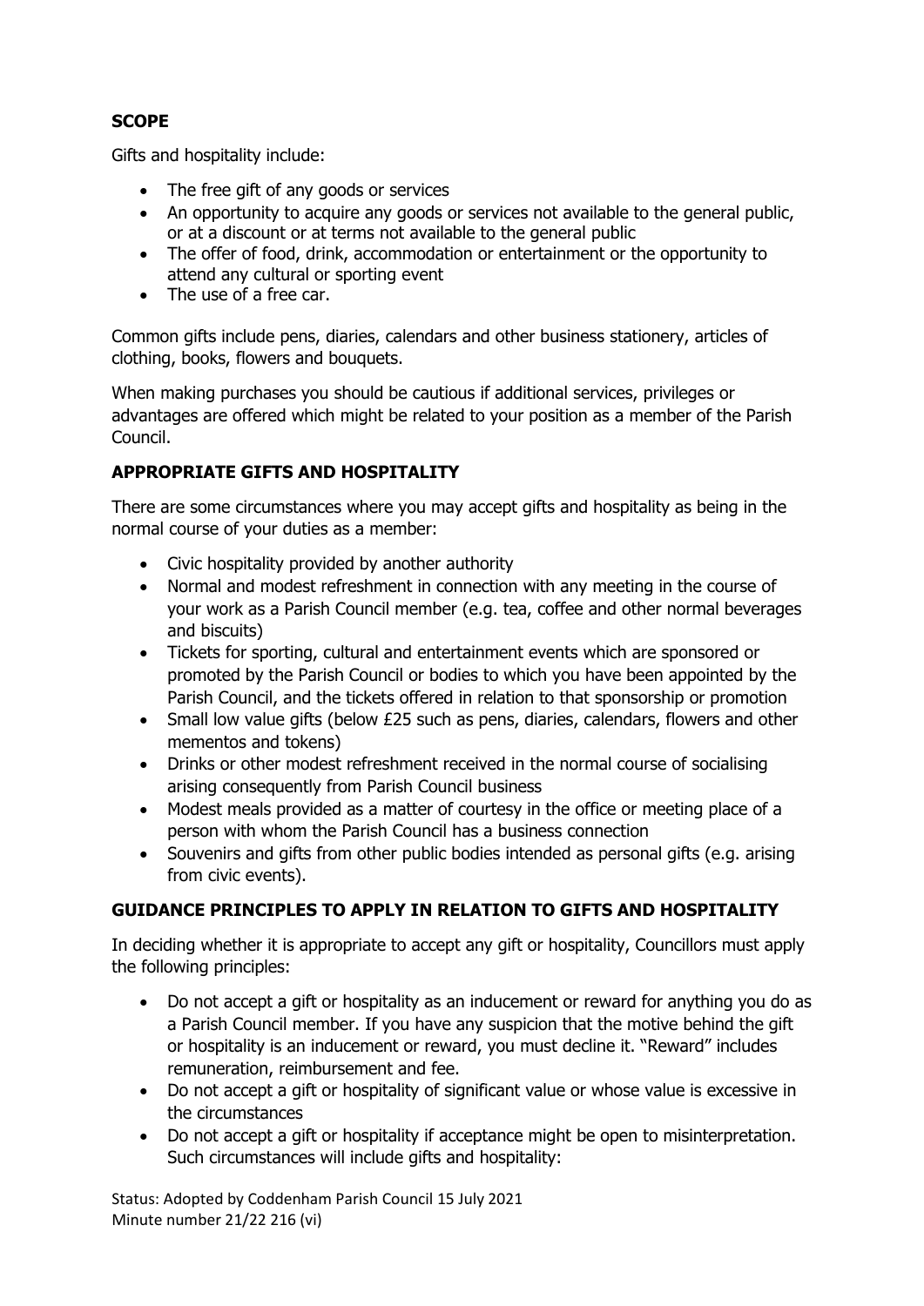**SCOPE**

Gifts and hospitality include:

- The free gift of any goods or services
- An opportunity to acquire any goods or services not available to the general public, or at a discount or at terms not available to the general public
- The offer of food, drink, accommodation or entertainment or the opportunity to attend any cultural or sporting event
- The use of a free car.

Common gifts include pens, diaries, calendars and other business stationery, articles of clothing, books, flowers and bouquets.

When making purchases you should be cautious if additional services, privileges or advantages are offered which might be related to your position as a member of the Parish Council.

**APPROPRIATE GIFTS AND HOSPITALITY**

There are some circumstances where you may accept gifts and hospitality as being in the normal course of your duties as a member:

- Civic hospitality provided by another authority
- Normal and modest refreshment in connection with any meeting in the course of your work as a Parish Council member (e.g. tea, coffee and other normal beverages and biscuits)
- Tickets for sporting, cultural and entertainment events which are sponsored or promoted by the Parish Council or bodies to which you have been appointed by the Parish Council, and the tickets offered in relation to that sponsorship or promotion
- Small low value gifts (below £25 such as pens, diaries, calendars, flowers and other mementos and tokens)
- Drinks or other modest refreshment received in the normal course of socialising arising consequently from Parish Council business
- Modest meals provided as a matter of courtesy in the office or meeting place of a person with whom the Parish Council has a business connection
- Souvenirs and gifts from other public bodies intended as personal gifts (e.g. arising from civic events).

**GUIDANCE PRINCIPLES TO APPLY IN RELATION TO GIFTS AND HOSPITALITY**

In deciding whether it is appropriate to accept any gift or hospitality, Councillors must apply the following principles:

- Do not accept a gift or hospitality as an inducement or reward for anything you do as a Parish Council member. If you have any suspicion that the motive behind the gift or hospitality is an inducement or reward, you must decline it. "Reward" includes remuneration, reimbursement and fee.
- Do not accept a gift or hospitality of significant value or whose value is excessive in the circumstances
- Do not accept a gift or hospitality if acceptance might be open to misinterpretation. Such circumstances will include gifts and hospitality:

Status: Adopted by Coddenham Parish Council 15 July 2021
Minute number 21/22 216 (vi)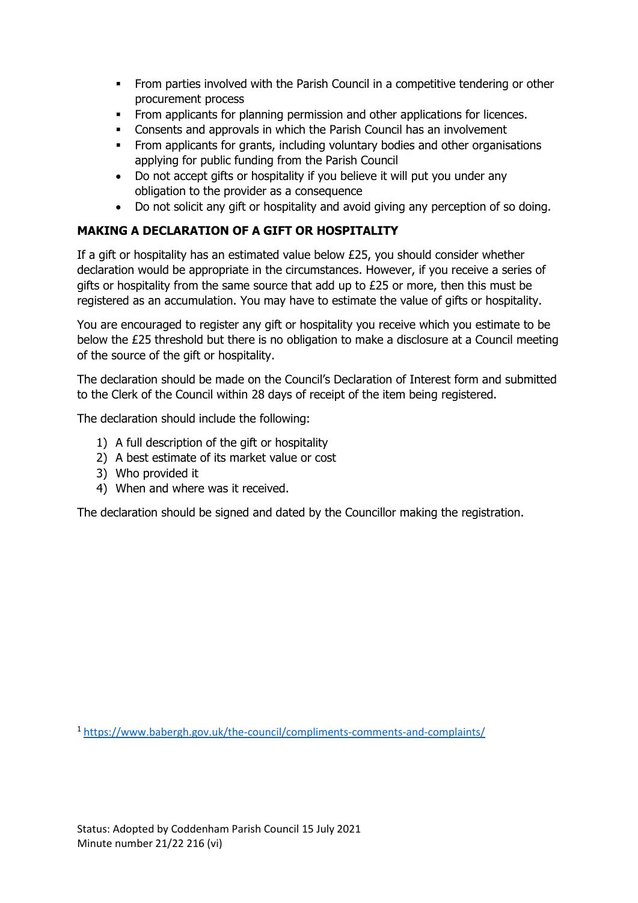- From parties involved with the Parish Council in a competitive tendering or other procurement process
- From applicants for planning permission and other applications for licences.
- Consents and approvals in which the Parish Council has an involvement
- From applicants for grants, including voluntary bodies and other organisations applying for public funding from the Parish Council
- Do not accept gifts or hospitality if you believe it will put you under any obligation to the provider as a consequence
- Do not solicit any gift or hospitality and avoid giving any perception of so doing.

**MAKING A DECLARATION OF A GIFT OR HOSPITALITY**

If a gift or hospitality has an estimated value below £25, you should consider whether declaration would be appropriate in the circumstances. However, if you receive a series of gifts or hospitality from the same source that add up to £25 or more, then this must be registered as an accumulation. You may have to estimate the value of gifts or hospitality.

You are encouraged to register any gift or hospitality you receive which you estimate to be below the £25 threshold but there is no obligation to make a disclosure at a Council meeting of the source of the gift or hospitality.

The declaration should be made on the Council's Declaration of Interest form and submitted to the Clerk of the Council within 28 days of receipt of the item being registered.

The declaration should include the following:

1) A full description of the gift or hospitality
2) A best estimate of its market value or cost
3) Who provided it
4) When and where was it received.

The declaration should be signed and dated by the Councillor making the registration.

[1] https://www.babergh.gov.uk/the-council/compliments-comments-and-complaints/

Status: Adopted by Coddenham Parish Council 15 July 2021
Minute number 21/22 216 (vi)